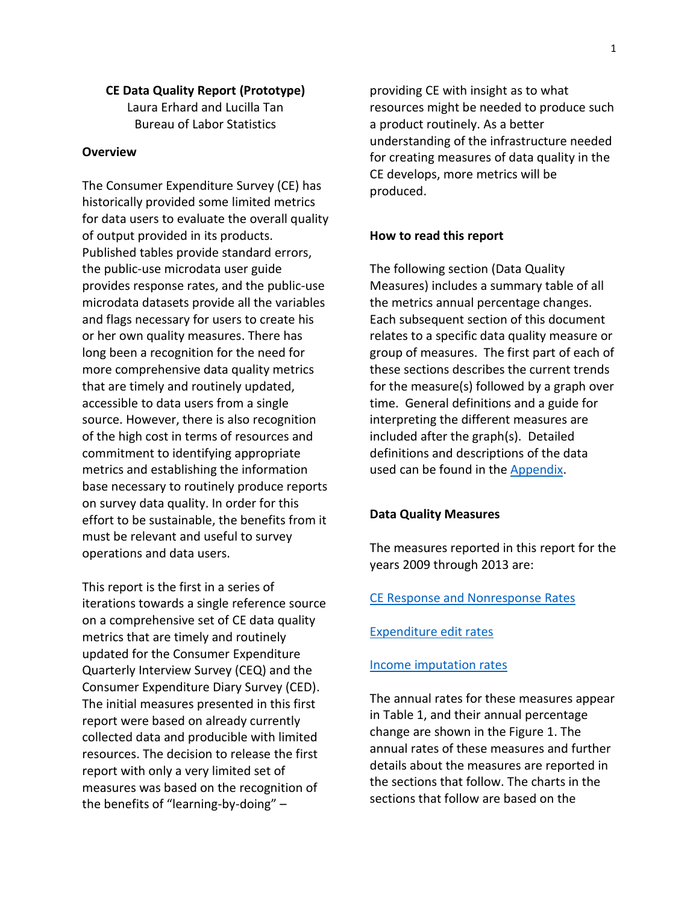# CE Data Quality Report (Prototype)

Laura Erhard and Lucilla Tan
Bureau of Labor Statistics

## Overview

The Consumer Expenditure Survey (CE) has historically provided some limited metrics for data users to evaluate the overall quality of output provided in its products. Published tables provide standard errors, the public-use microdata user guide provides response rates, and the public-use microdata datasets provide all the variables and flags necessary for users to create his or her own quality measures. There has long been a recognition for the need for more comprehensive data quality metrics that are timely and routinely updated, accessible to data users from a single source. However, there is also recognition of the high cost in terms of resources and commitment to identifying appropriate metrics and establishing the information base necessary to routinely produce reports on survey data quality. In order for this effort to be sustainable, the benefits from it must be relevant and useful to survey operations and data users.

This report is the first in a series of iterations towards a single reference source on a comprehensive set of CE data quality metrics that are timely and routinely updated for the Consumer Expenditure Quarterly Interview Survey (CEQ) and the Consumer Expenditure Diary Survey (CED). The initial measures presented in this first report were based on already currently collected data and producible with limited resources. The decision to release the first report with only a very limited set of measures was based on the recognition of the benefits of "learning-by-doing" – providing CE with insight as to what resources might be needed to produce such a product routinely. As a better understanding of the infrastructure needed for creating measures of data quality in the CE develops, more metrics will be produced.

## How to read this report

The following section (Data Quality Measures) includes a summary table of all the metrics annual percentage changes. Each subsequent section of this document relates to a specific data quality measure or group of measures. The first part of each of these sections describes the current trends for the measure(s) followed by a graph over time. General definitions and a guide for interpreting the different measures are included after the graph(s). Detailed definitions and descriptions of the data used can be found in the Appendix.

## Data Quality Measures

The measures reported in this report for the years 2009 through 2013 are:

CE Response and Nonresponse Rates

Expenditure edit rates

Income imputation rates

The annual rates for these measures appear in Table 1, and their annual percentage change are shown in the Figure 1. The annual rates of these measures and further details about the measures are reported in the sections that follow. The charts in the sections that follow are based on the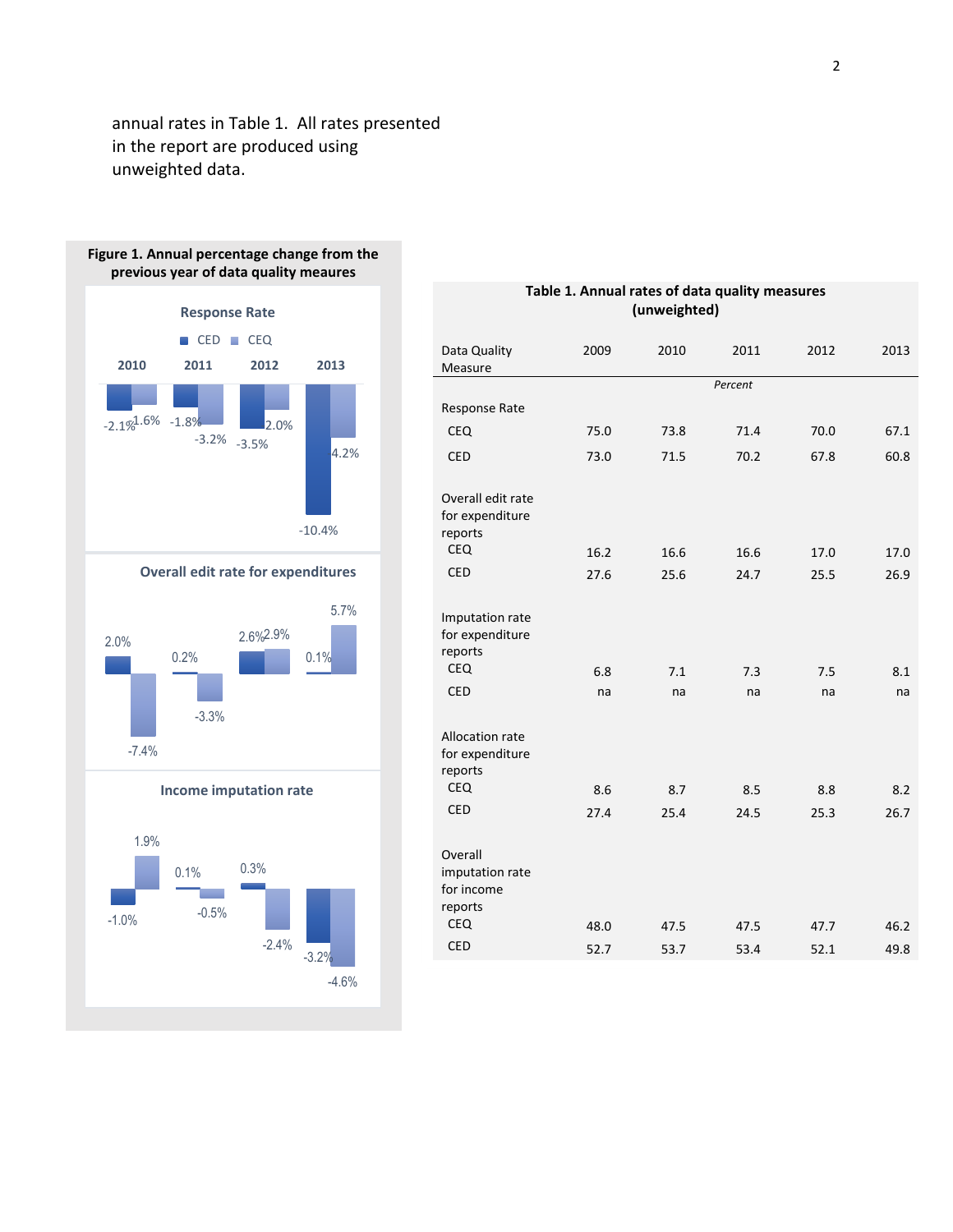annual rates in Table 1. All rates presented in the report are produced using unweighted data.

**Figure 1. Annual percentage change from the previous year of data quality meaures**

**Response Rate**

CED  CEQ

2010  2011  2012  2013

-2.1% -1.6% -1.8% -3.2% -3.5% -2.0% -10.4% -4.2%

**Overall edit rate for expenditures**

2.0% -7.4% 0.2% -3.3% 2.6% 2.9% 0.1% 5.7%

**Income imputation rate**

-1.0% 1.9% 0.1% -0.5% 0.3% -2.4% -3.2% -4.6%

**Table 1. Annual rates of data quality measures (unweighted)**

| Data Quality Measure | 2009 | 2010 | 2011 | 2012 | 2013 |
|---|---|---|---|---|---|
| | | | *Percent* | | |
| Response Rate | | | | | |
| CEQ | 75.0 | 73.8 | 71.4 | 70.0 | 67.1 |
| CED | 73.0 | 71.5 | 70.2 | 67.8 | 60.8 |
| Overall edit rate for expenditure reports | | | | | |
| CEQ | 16.2 | 16.6 | 16.6 | 17.0 | 17.0 |
| CED | 27.6 | 25.6 | 24.7 | 25.5 | 26.9 |
| Imputation rate for expenditure reports | | | | | |
| CEQ | 6.8 | 7.1 | 7.3 | 7.5 | 8.1 |
| CED | na | na | na | na | na |
| Allocation rate for expenditure reports | | | | | |
| CEQ | 8.6 | 8.7 | 8.5 | 8.8 | 8.2 |
| CED | 27.4 | 25.4 | 24.5 | 25.3 | 26.7 |
| Overall imputation rate for income reports | | | | | |
| CEQ | 48.0 | 47.5 | 47.5 | 47.7 | 46.2 |
| CED | 52.7 | 53.7 | 53.4 | 52.1 | 49.8 |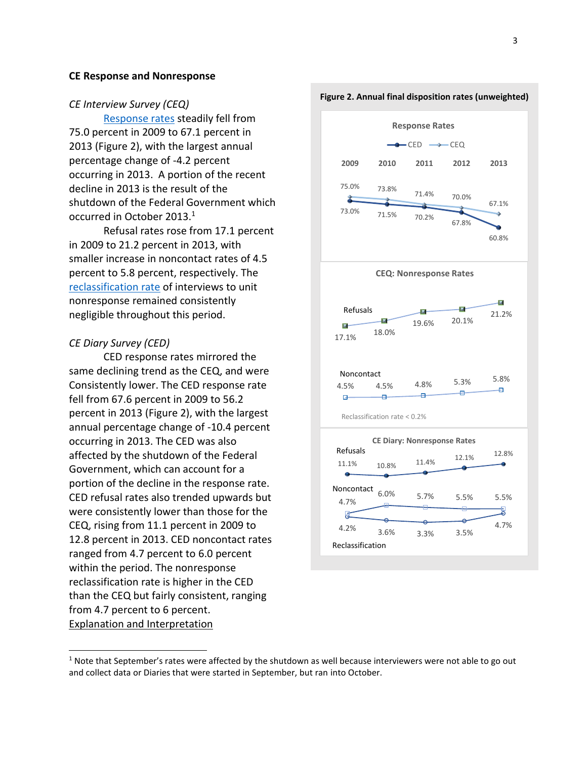## CE Response and Nonresponse

*CE Interview Survey (CEQ)*

Response rates steadily fell from 75.0 percent in 2009 to 67.1 percent in 2013 (Figure 2), with the largest annual percentage change of -4.2 percent occurring in 2013. A portion of the recent decline in 2013 is the result of the shutdown of the Federal Government which occurred in October 2013.[1]

Refusal rates rose from 17.1 percent in 2009 to 21.2 percent in 2013, with smaller increase in noncontact rates of 4.5 percent to 5.8 percent, respectively. The reclassification rate of interviews to unit nonresponse remained consistently negligible throughout this period.

*CE Diary Survey (CED)*

CED response rates mirrored the same declining trend as the CEQ, and were Consistently lower. The CED response rate fell from 67.6 percent in 2009 to 56.2 percent in 2013 (Figure 2), with the largest annual percentage change of -10.4 percent occurring in 2013. The CED was also affected by the shutdown of the Federal Government, which can account for a portion of the decline in the response rate. CED refusal rates also trended upwards but were consistently lower than those for the CEQ, rising from 11.1 percent in 2009 to 12.8 percent in 2013. CED noncontact rates ranged from 4.7 percent to 6.0 percent within the period. The nonresponse reclassification rate is higher in the CED than the CEQ but fairly consistent, ranging from 4.7 percent to 6 percent.

Explanation and Interpretation

**Figure 2. Annual final disposition rates (unweighted)**

Response Rates

| | 2009 | 2010 | 2011 | 2012 | 2013 |
|---|---|---|---|---|---|
| CED | 73.0% | 71.5% | 70.2% | 67.8% | 60.8% |
| CEQ | 75.0% | 73.8% | 71.4% | 70.0% | 67.1% |

CEQ: Nonresponse Rates

| | 2009 | 2010 | 2011 | 2012 | 2013 |
|---|---|---|---|---|---|
| Refusals | 17.1% | 18.0% | 19.6% | 20.1% | 21.2% |
| Noncontact | 4.5% | 4.5% | 4.8% | 5.3% | 5.8% |

Reclassification rate < 0.2%

CE Diary: Nonresponse Rates

| | 2009 | 2010 | 2011 | 2012 | 2013 |
|---|---|---|---|---|---|
| Refusals | 11.1% | 10.8% | 11.4% | 12.1% | 12.8% |
| Noncontact | 4.7% | 6.0% | 5.7% | 5.5% | 5.5% |
| Reclassification | 4.2% | 3.6% | 3.3% | 3.5% | 4.7% |

[1] Note that September's rates were affected by the shutdown as well because interviewers were not able to go out and collect data or Diaries that were started in September, but ran into October.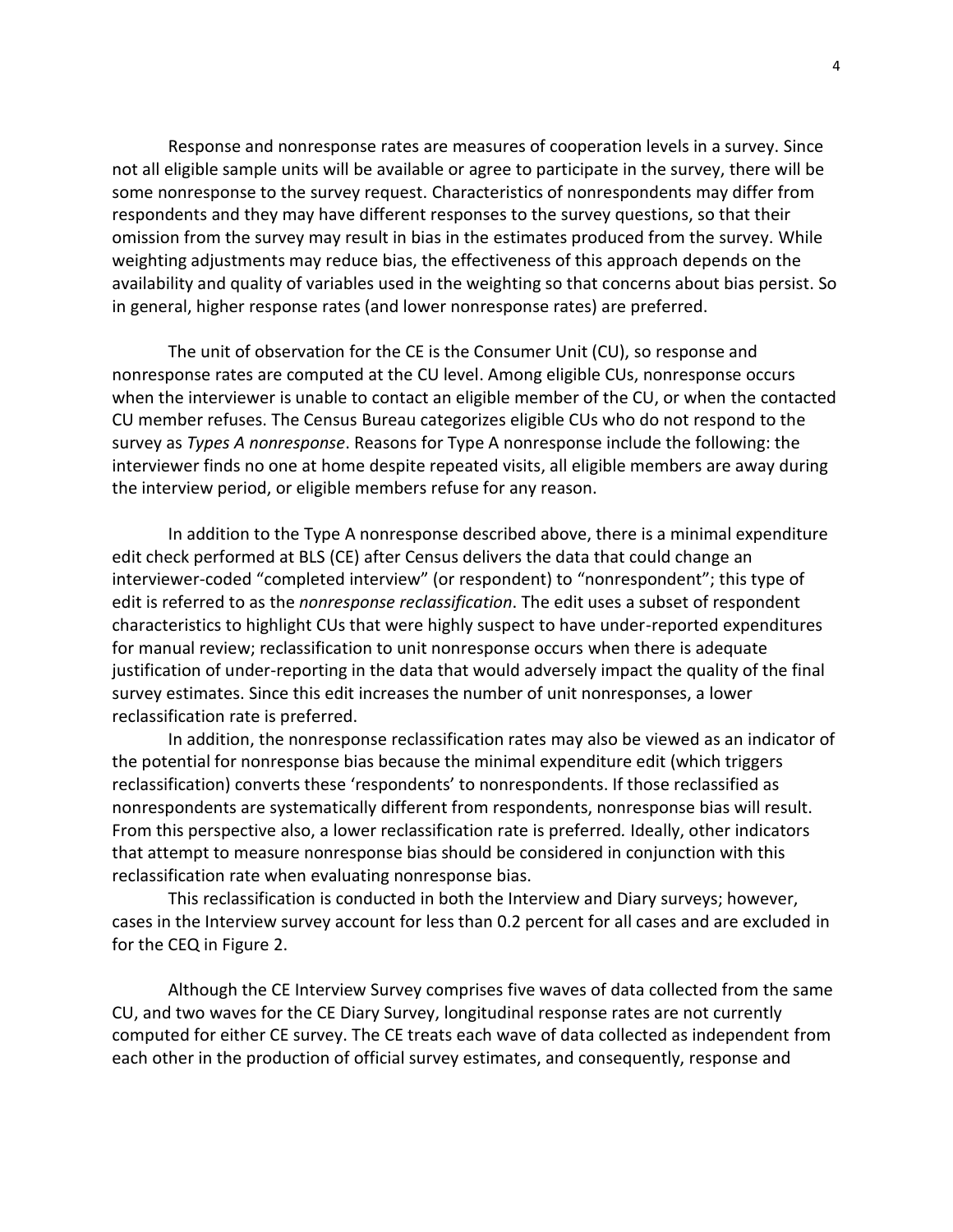Response and nonresponse rates are measures of cooperation levels in a survey. Since not all eligible sample units will be available or agree to participate in the survey, there will be some nonresponse to the survey request. Characteristics of nonrespondents may differ from respondents and they may have different responses to the survey questions, so that their omission from the survey may result in bias in the estimates produced from the survey. While weighting adjustments may reduce bias, the effectiveness of this approach depends on the availability and quality of variables used in the weighting so that concerns about bias persist. So in general, higher response rates (and lower nonresponse rates) are preferred.

The unit of observation for the CE is the Consumer Unit (CU), so response and nonresponse rates are computed at the CU level. Among eligible CUs, nonresponse occurs when the interviewer is unable to contact an eligible member of the CU, or when the contacted CU member refuses. The Census Bureau categorizes eligible CUs who do not respond to the survey as *Types A nonresponse*. Reasons for Type A nonresponse include the following: the interviewer finds no one at home despite repeated visits, all eligible members are away during the interview period, or eligible members refuse for any reason.

In addition to the Type A nonresponse described above, there is a minimal expenditure edit check performed at BLS (CE) after Census delivers the data that could change an interviewer-coded "completed interview" (or respondent) to "nonrespondent"; this type of edit is referred to as the *nonresponse reclassification*. The edit uses a subset of respondent characteristics to highlight CUs that were highly suspect to have under-reported expenditures for manual review; reclassification to unit nonresponse occurs when there is adequate justification of under-reporting in the data that would adversely impact the quality of the final survey estimates. Since this edit increases the number of unit nonresponses, a lower reclassification rate is preferred.

In addition, the nonresponse reclassification rates may also be viewed as an indicator of the potential for nonresponse bias because the minimal expenditure edit (which triggers reclassification) converts these 'respondents' to nonrespondents. If those reclassified as nonrespondents are systematically different from respondents, nonresponse bias will result. From this perspective also, a lower reclassification rate is preferred. Ideally, other indicators that attempt to measure nonresponse bias should be considered in conjunction with this reclassification rate when evaluating nonresponse bias.

This reclassification is conducted in both the Interview and Diary surveys; however, cases in the Interview survey account for less than 0.2 percent for all cases and are excluded in for the CEQ in Figure 2.

Although the CE Interview Survey comprises five waves of data collected from the same CU, and two waves for the CE Diary Survey, longitudinal response rates are not currently computed for either CE survey. The CE treats each wave of data collected as independent from each other in the production of official survey estimates, and consequently, response and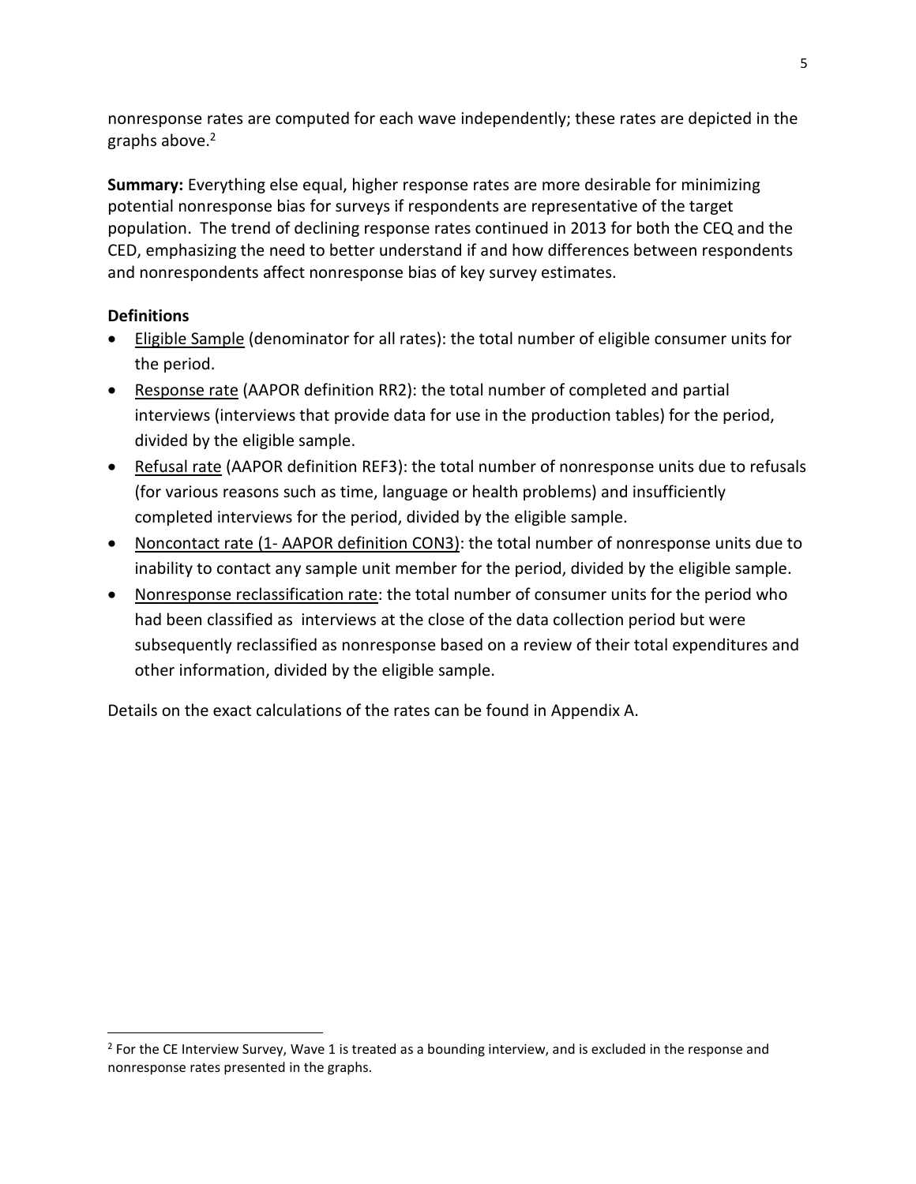nonresponse rates are computed for each wave independently; these rates are depicted in the graphs above.[2]

**Summary:** Everything else equal, higher response rates are more desirable for minimizing potential nonresponse bias for surveys if respondents are representative of the target population. The trend of declining response rates continued in 2013 for both the CEQ and the CED, emphasizing the need to better understand if and how differences between respondents and nonrespondents affect nonresponse bias of key survey estimates.

**Definitions**

- Eligible Sample (denominator for all rates): the total number of eligible consumer units for the period.
- Response rate (AAPOR definition RR2): the total number of completed and partial interviews (interviews that provide data for use in the production tables) for the period, divided by the eligible sample.
- Refusal rate (AAPOR definition REF3): the total number of nonresponse units due to refusals (for various reasons such as time, language or health problems) and insufficiently completed interviews for the period, divided by the eligible sample.
- Noncontact rate (1- AAPOR definition CON3): the total number of nonresponse units due to inability to contact any sample unit member for the period, divided by the eligible sample.
- Nonresponse reclassification rate: the total number of consumer units for the period who had been classified as interviews at the close of the data collection period but were subsequently reclassified as nonresponse based on a review of their total expenditures and other information, divided by the eligible sample.

Details on the exact calculations of the rates can be found in Appendix A.

[2] For the CE Interview Survey, Wave 1 is treated as a bounding interview, and is excluded in the response and nonresponse rates presented in the graphs.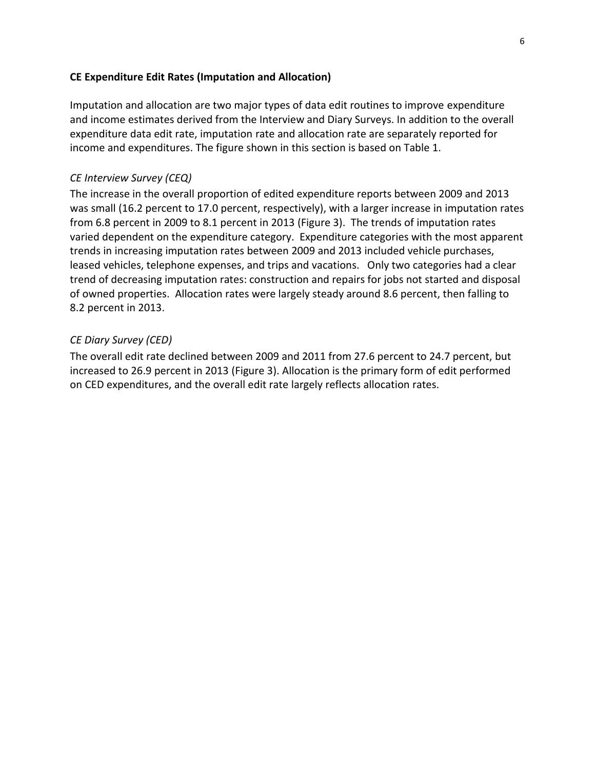## CE Expenditure Edit Rates (Imputation and Allocation)

Imputation and allocation are two major types of data edit routines to improve expenditure and income estimates derived from the Interview and Diary Surveys. In addition to the overall expenditure data edit rate, imputation rate and allocation rate are separately reported for income and expenditures. The figure shown in this section is based on Table 1.

*CE Interview Survey (CEQ)*

The increase in the overall proportion of edited expenditure reports between 2009 and 2013 was small (16.2 percent to 17.0 percent, respectively), with a larger increase in imputation rates from 6.8 percent in 2009 to 8.1 percent in 2013 (Figure 3). The trends of imputation rates varied dependent on the expenditure category. Expenditure categories with the most apparent trends in increasing imputation rates between 2009 and 2013 included vehicle purchases, leased vehicles, telephone expenses, and trips and vacations. Only two categories had a clear trend of decreasing imputation rates: construction and repairs for jobs not started and disposal of owned properties. Allocation rates were largely steady around 8.6 percent, then falling to 8.2 percent in 2013.

*CE Diary Survey (CED)*

The overall edit rate declined between 2009 and 2011 from 27.6 percent to 24.7 percent, but increased to 26.9 percent in 2013 (Figure 3). Allocation is the primary form of edit performed on CED expenditures, and the overall edit rate largely reflects allocation rates.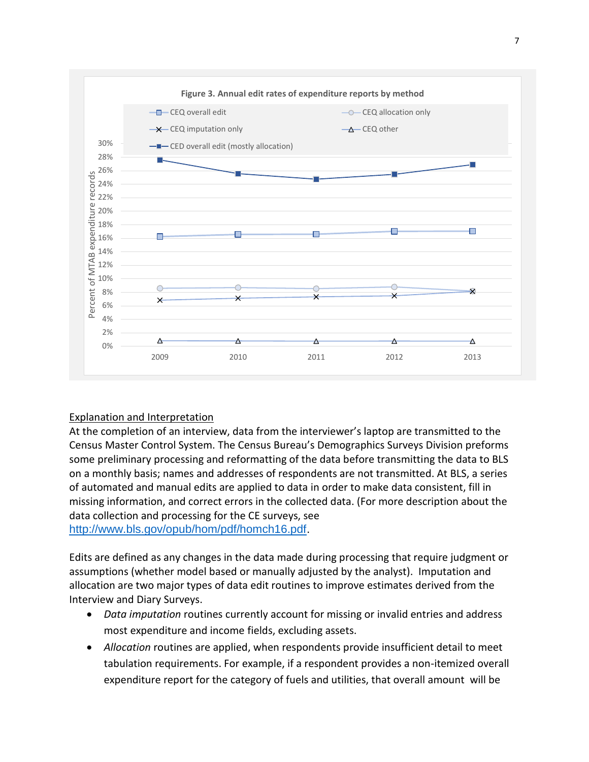Figure 3. Annual edit rates of expenditure reports by method

Explanation and Interpretation

At the completion of an interview, data from the interviewer's laptop are transmitted to the Census Master Control System. The Census Bureau's Demographics Surveys Division preforms some preliminary processing and reformatting of the data before transmitting the data to BLS on a monthly basis; names and addresses of respondents are not transmitted. At BLS, a series of automated and manual edits are applied to data in order to make data consistent, fill in missing information, and correct errors in the collected data. (For more description about the data collection and processing for the CE surveys, see http://www.bls.gov/opub/hom/pdf/homch16.pdf.

Edits are defined as any changes in the data made during processing that require judgment or assumptions (whether model based or manually adjusted by the analyst). Imputation and allocation are two major types of data edit routines to improve estimates derived from the Interview and Diary Surveys.

- *Data imputation* routines currently account for missing or invalid entries and address most expenditure and income fields, excluding assets.
- *Allocation* routines are applied, when respondents provide insufficient detail to meet tabulation requirements. For example, if a respondent provides a non-itemized overall expenditure report for the category of fuels and utilities, that overall amount will be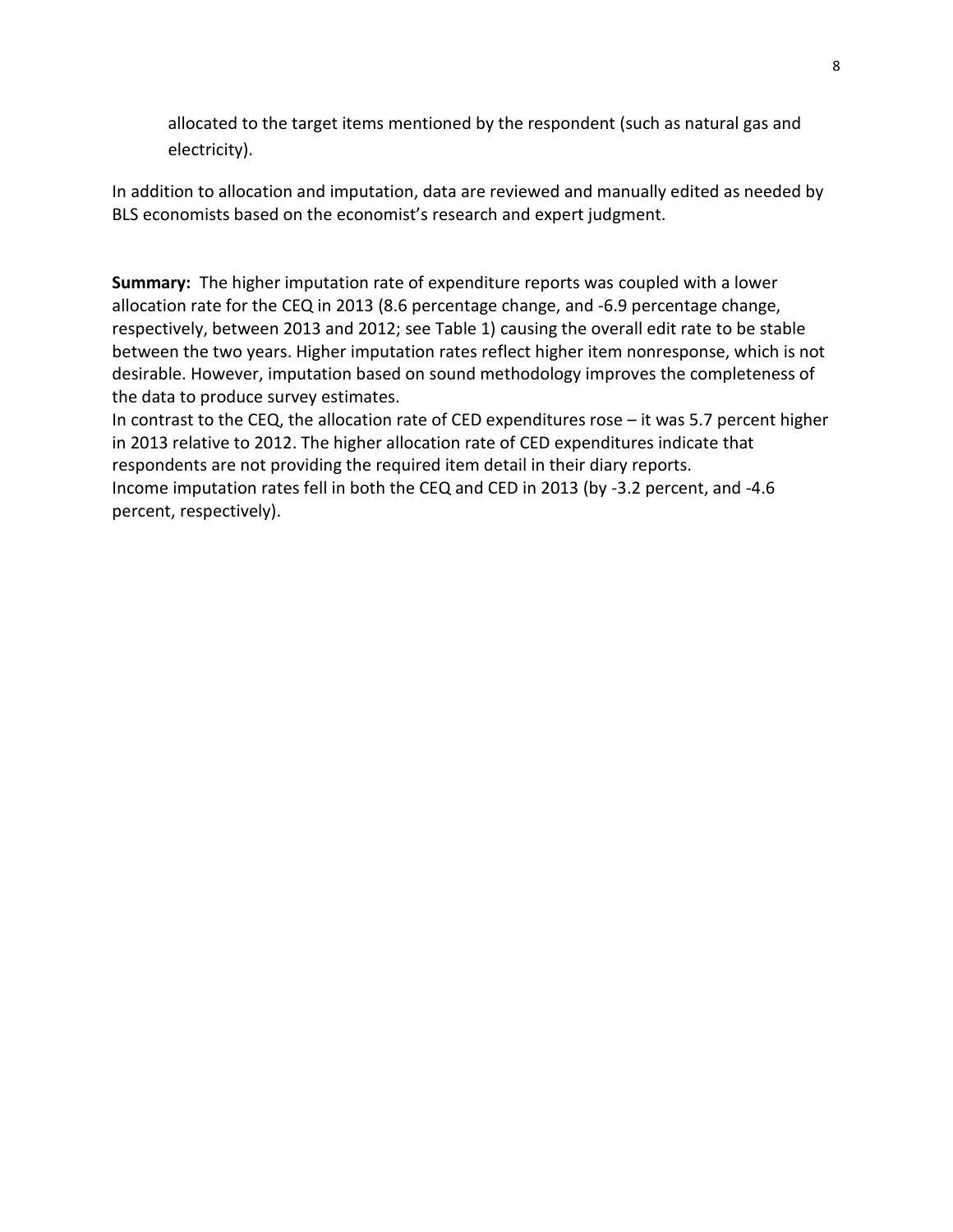allocated to the target items mentioned by the respondent (such as natural gas and electricity).

In addition to allocation and imputation, data are reviewed and manually edited as needed by BLS economists based on the economist's research and expert judgment.

**Summary:** The higher imputation rate of expenditure reports was coupled with a lower allocation rate for the CEQ in 2013 (8.6 percentage change, and -6.9 percentage change, respectively, between 2013 and 2012; see Table 1) causing the overall edit rate to be stable between the two years. Higher imputation rates reflect higher item nonresponse, which is not desirable. However, imputation based on sound methodology improves the completeness of the data to produce survey estimates.

In contrast to the CEQ, the allocation rate of CED expenditures rose – it was 5.7 percent higher in 2013 relative to 2012. The higher allocation rate of CED expenditures indicate that respondents are not providing the required item detail in their diary reports.

Income imputation rates fell in both the CEQ and CED in 2013 (by -3.2 percent, and -4.6 percent, respectively).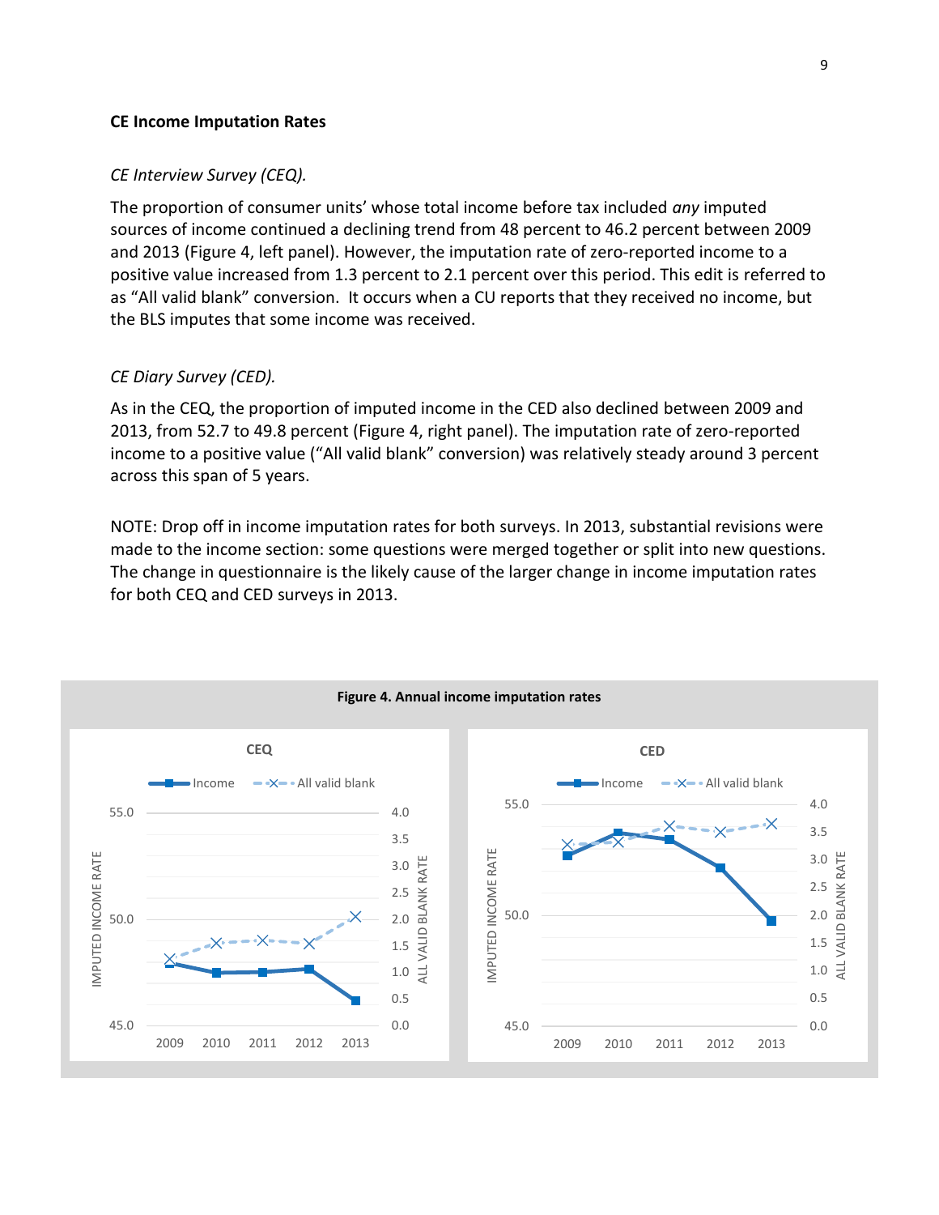**CE Income Imputation Rates**

*CE Interview Survey (CEQ).*

The proportion of consumer units' whose total income before tax included *any* imputed sources of income continued a declining trend from 48 percent to 46.2 percent between 2009 and 2013 (Figure 4, left panel). However, the imputation rate of zero-reported income to a positive value increased from 1.3 percent to 2.1 percent over this period. This edit is referred to as "All valid blank" conversion. It occurs when a CU reports that they received no income, but the BLS imputes that some income was received.

*CE Diary Survey (CED).*

As in the CEQ, the proportion of imputed income in the CED also declined between 2009 and 2013, from 52.7 to 49.8 percent (Figure 4, right panel). The imputation rate of zero-reported income to a positive value ("All valid blank" conversion) was relatively steady around 3 percent across this span of 5 years.

NOTE: Drop off in income imputation rates for both surveys. In 2013, substantial revisions were made to the income section: some questions were merged together or split into new questions. The change in questionnaire is the likely cause of the larger change in income imputation rates for both CEQ and CED surveys in 2013.

**Figure 4. Annual income imputation rates**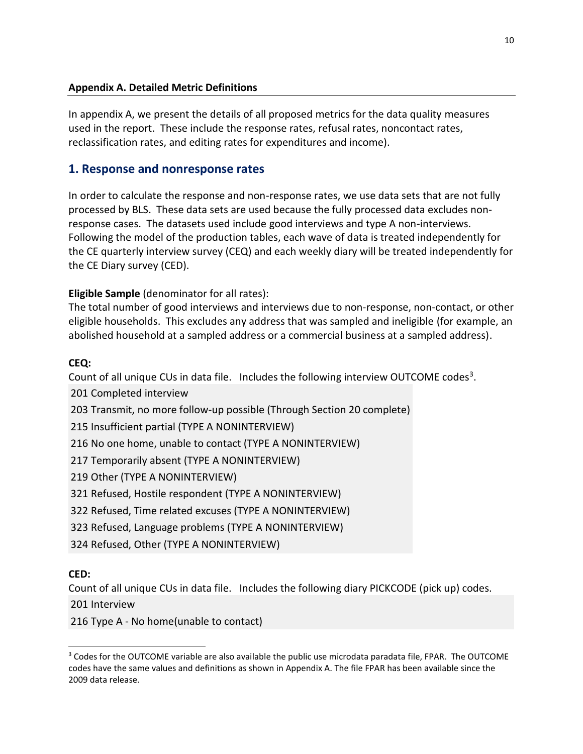## Appendix A. Detailed Metric Definitions

In appendix A, we present the details of all proposed metrics for the data quality measures used in the report. These include the response rates, refusal rates, noncontact rates, reclassification rates, and editing rates for expenditures and income).

## 1. Response and nonresponse rates

In order to calculate the response and non-response rates, we use data sets that are not fully processed by BLS. These data sets are used because the fully processed data excludes non-response cases. The datasets used include good interviews and type A non-interviews. Following the model of the production tables, each wave of data is treated independently for the CE quarterly interview survey (CEQ) and each weekly diary will be treated independently for the CE Diary survey (CED).

**Eligible Sample** (denominator for all rates):
The total number of good interviews and interviews due to non-response, non-contact, or other eligible households. This excludes any address that was sampled and ineligible (for example, an abolished household at a sampled address or a commercial business at a sampled address).

**CEQ:**
Count of all unique CUs in data file. Includes the following interview OUTCOME codes[3].

201 Completed interview
203 Transmit, no more follow-up possible (Through Section 20 complete)
215 Insufficient partial (TYPE A NONINTERVIEW)
216 No one home, unable to contact (TYPE A NONINTERVIEW)
217 Temporarily absent (TYPE A NONINTERVIEW)
219 Other (TYPE A NONINTERVIEW)
321 Refused, Hostile respondent (TYPE A NONINTERVIEW)
322 Refused, Time related excuses (TYPE A NONINTERVIEW)
323 Refused, Language problems (TYPE A NONINTERVIEW)
324 Refused, Other (TYPE A NONINTERVIEW)

**CED:**
Count of all unique CUs in data file. Includes the following diary PICKCODE (pick up) codes.

201 Interview
216 Type A - No home(unable to contact)

[3] Codes for the OUTCOME variable are also available the public use microdata paradata file, FPAR. The OUTCOME codes have the same values and definitions as shown in Appendix A. The file FPAR has been available since the 2009 data release.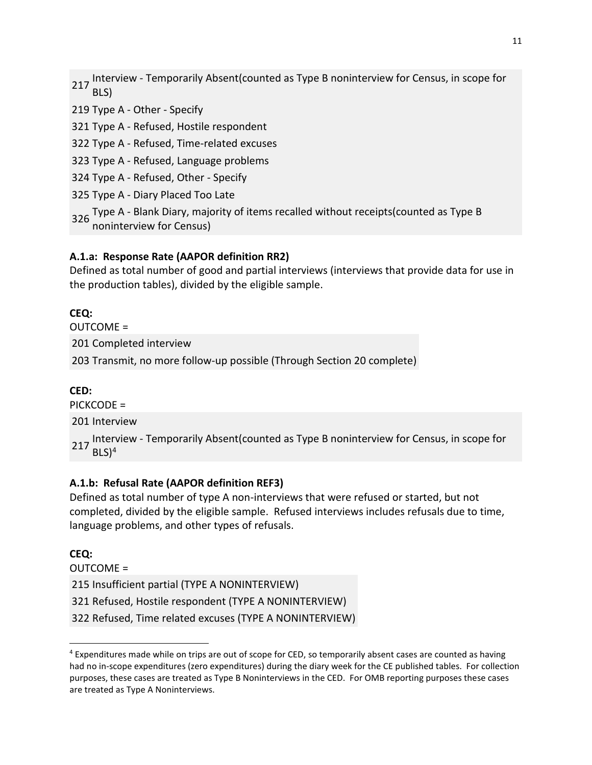217 Interview - Temporarily Absent(counted as Type B noninterview for Census, in scope for BLS)

219 Type A - Other - Specify

321 Type A - Refused, Hostile respondent

322 Type A - Refused, Time-related excuses

323 Type A - Refused, Language problems

324 Type A - Refused, Other - Specify

325 Type A - Diary Placed Too Late

326 Type A - Blank Diary, majority of items recalled without receipts(counted as Type B noninterview for Census)

**A.1.a: Response Rate (AAPOR definition RR2)**
Defined as total number of good and partial interviews (interviews that provide data for use in the production tables), divided by the eligible sample.

**CEQ:**
OUTCOME =

201 Completed interview

203 Transmit, no more follow-up possible (Through Section 20 complete)

**CED:**
PICKCODE =

201 Interview

217 Interview - Temporarily Absent(counted as Type B noninterview for Census, in scope for BLS)[4]

**A.1.b: Refusal Rate (AAPOR definition REF3)**
Defined as total number of type A non-interviews that were refused or started, but not completed, divided by the eligible sample. Refused interviews includes refusals due to time, language problems, and other types of refusals.

**CEQ:**
OUTCOME =

215 Insufficient partial (TYPE A NONINTERVIEW)

321 Refused, Hostile respondent (TYPE A NONINTERVIEW)

322 Refused, Time related excuses (TYPE A NONINTERVIEW)

---

[4] Expenditures made while on trips are out of scope for CED, so temporarily absent cases are counted as having had no in-scope expenditures (zero expenditures) during the diary week for the CE published tables. For collection purposes, these cases are treated as Type B Noninterviews in the CED. For OMB reporting purposes these cases are treated as Type A Noninterviews.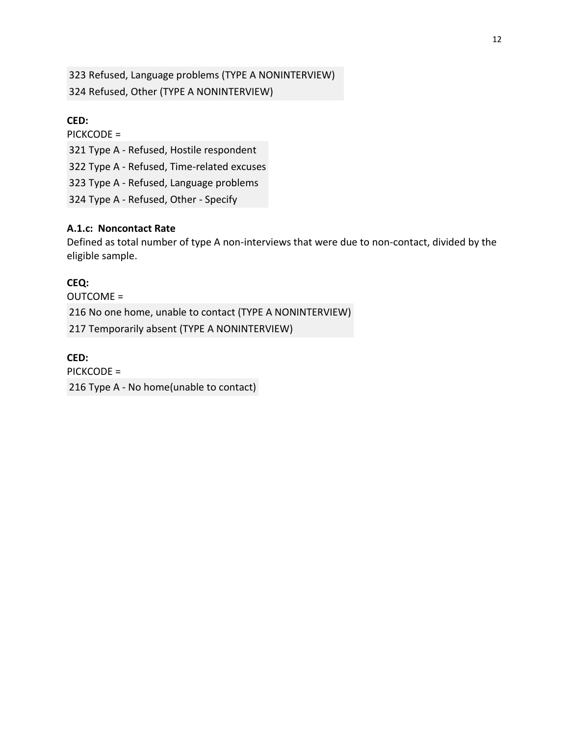323 Refused, Language problems (TYPE A NONINTERVIEW)
324 Refused, Other (TYPE A NONINTERVIEW)

**CED:**
PICKCODE =

321 Type A - Refused, Hostile respondent
322 Type A - Refused, Time-related excuses
323 Type A - Refused, Language problems
324 Type A - Refused, Other - Specify

### A.1.c: Noncontact Rate

Defined as total number of type A non-interviews that were due to non-contact, divided by the eligible sample.

**CEQ:**
OUTCOME =

216 No one home, unable to contact (TYPE A NONINTERVIEW)
217 Temporarily absent (TYPE A NONINTERVIEW)

**CED:**
PICKCODE =

216 Type A - No home(unable to contact)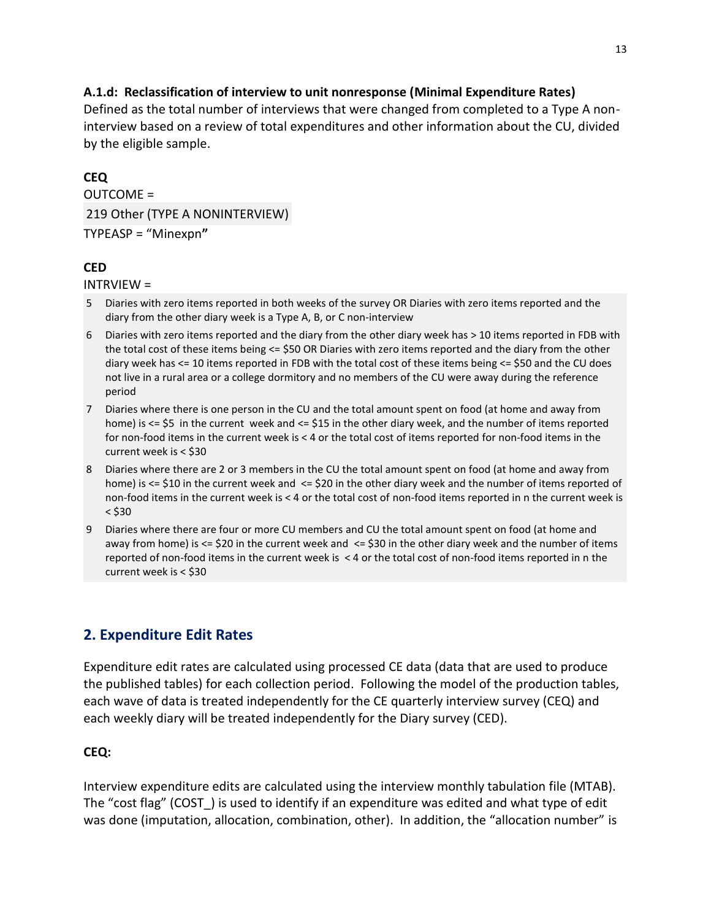**A.1.d: Reclassification of interview to unit nonresponse (Minimal Expenditure Rates)**

Defined as the total number of interviews that were changed from completed to a Type A non-interview based on a review of total expenditures and other information about the CU, divided by the eligible sample.

**CEQ**

OUTCOME =

219 Other (TYPE A NONINTERVIEW)

TYPEASP = "Minexpn"

**CED**

INTRVIEW =

| | |
|---|---|
| 5 | Diaries with zero items reported in both weeks of the survey OR Diaries with zero items reported and the diary from the other diary week is a Type A, B, or C non-interview |
| 6 | Diaries with zero items reported and the diary from the other diary week has > 10 items reported in FDB with the total cost of these items being <= $50 OR Diaries with zero items reported and the diary from the other diary week has <= 10 items reported in FDB with the total cost of these items being <= $50 and the CU does not live in a rural area or a college dormitory and no members of the CU were away during the reference period |
| 7 | Diaries where there is one person in the CU and the total amount spent on food (at home and away from home) is <= $5 in the current week and <= $15 in the other diary week, and the number of items reported for non-food items in the current week is < 4 or the total cost of items reported for non-food items in the current week is < $30 |
| 8 | Diaries where there are 2 or 3 members in the CU the total amount spent on food (at home and away from home) is <= $10 in the current week and <= $20 in the other diary week and the number of items reported of non-food items in the current week is < 4 or the total cost of non-food items reported in n the current week is < $30 |
| 9 | Diaries where there are four or more CU members and CU the total amount spent on food (at home and away from home) is <= $20 in the current week and <= $30 in the other diary week and the number of items reported of non-food items in the current week is < 4 or the total cost of non-food items reported in n the current week is < $30 |

## 2. Expenditure Edit Rates

Expenditure edit rates are calculated using processed CE data (data that are used to produce the published tables) for each collection period. Following the model of the production tables, each wave of data is treated independently for the CE quarterly interview survey (CEQ) and each weekly diary will be treated independently for the Diary survey (CED).

**CEQ:**

Interview expenditure edits are calculated using the interview monthly tabulation file (MTAB). The "cost flag" (COST_) is used to identify if an expenditure was edited and what type of edit was done (imputation, allocation, combination, other). In addition, the "allocation number" is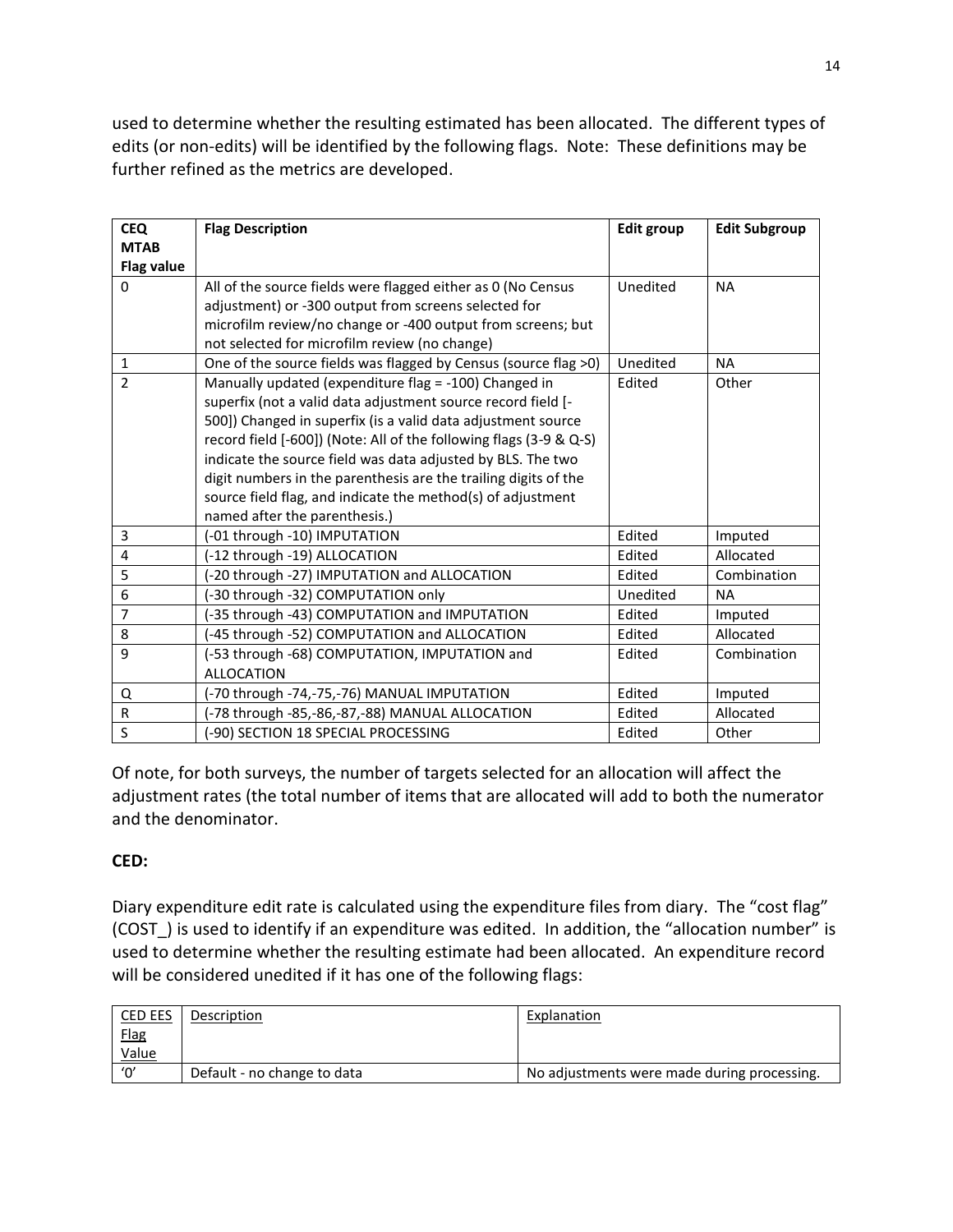used to determine whether the resulting estimated has been allocated. The different types of edits (or non-edits) will be identified by the following flags. Note: These definitions may be further refined as the metrics are developed.

| CEQ MTAB Flag value | Flag Description | Edit group | Edit Subgroup |
|---|---|---|---|
| 0 | All of the source fields were flagged either as 0 (No Census adjustment) or -300 output from screens selected for microfilm review/no change or -400 output from screens; but not selected for microfilm review (no change) | Unedited | NA |
| 1 | One of the source fields was flagged by Census (source flag >0) | Unedited | NA |
| 2 | Manually updated (expenditure flag = -100) Changed in superfix (not a valid data adjustment source record field [-500]) Changed in superfix (is a valid data adjustment source record field [-600]) (Note: All of the following flags (3-9 & Q-S) indicate the source field was data adjusted by BLS. The two digit numbers in the parenthesis are the trailing digits of the source field flag, and indicate the method(s) of adjustment named after the parenthesis.) | Edited | Other |
| 3 | (-01 through -10) IMPUTATION | Edited | Imputed |
| 4 | (-12 through -19) ALLOCATION | Edited | Allocated |
| 5 | (-20 through -27) IMPUTATION and ALLOCATION | Edited | Combination |
| 6 | (-30 through -32) COMPUTATION only | Unedited | NA |
| 7 | (-35 through -43) COMPUTATION and IMPUTATION | Edited | Imputed |
| 8 | (-45 through -52) COMPUTATION and ALLOCATION | Edited | Allocated |
| 9 | (-53 through -68) COMPUTATION, IMPUTATION and ALLOCATION | Edited | Combination |
| Q | (-70 through -74,-75,-76) MANUAL IMPUTATION | Edited | Imputed |
| R | (-78 through -85,-86,-87,-88) MANUAL ALLOCATION | Edited | Allocated |
| S | (-90) SECTION 18 SPECIAL PROCESSING | Edited | Other |

Of note, for both surveys, the number of targets selected for an allocation will affect the adjustment rates (the total number of items that are allocated will add to both the numerator and the denominator.

**CED:**

Diary expenditure edit rate is calculated using the expenditure files from diary. The "cost flag" (COST_) is used to identify if an expenditure was edited. In addition, the "allocation number" is used to determine whether the resulting estimate had been allocated. An expenditure record will be considered unedited if it has one of the following flags:

| CED EES Flag Value | Description | Explanation |
|---|---|---|
| '0' | Default - no change to data | No adjustments were made during processing. |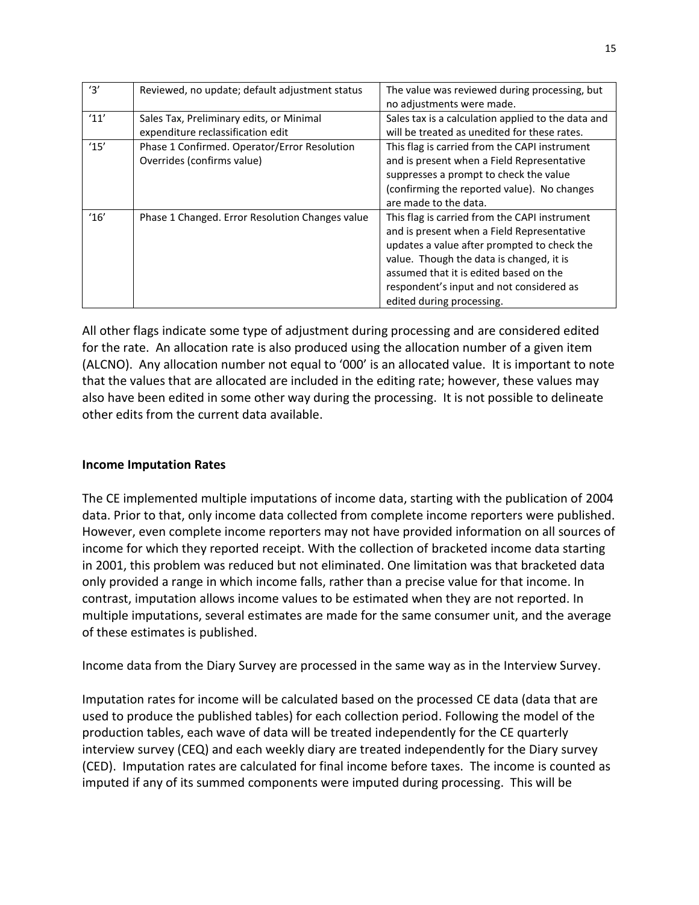| | | |
|---|---|---|
| '3' | Reviewed, no update; default adjustment status | The value was reviewed during processing, but no adjustments were made. |
| '11' | Sales Tax, Preliminary edits, or Minimal expenditure reclassification edit | Sales tax is a calculation applied to the data and will be treated as unedited for these rates. |
| '15' | Phase 1 Confirmed. Operator/Error Resolution Overrides (confirms value) | This flag is carried from the CAPI instrument and is present when a Field Representative suppresses a prompt to check the value (confirming the reported value). No changes are made to the data. |
| '16' | Phase 1 Changed. Error Resolution Changes value | This flag is carried from the CAPI instrument and is present when a Field Representative updates a value after prompted to check the value. Though the data is changed, it is assumed that it is edited based on the respondent's input and not considered as edited during processing. |

All other flags indicate some type of adjustment during processing and are considered edited for the rate. An allocation rate is also produced using the allocation number of a given item (ALCNO). Any allocation number not equal to '000' is an allocated value. It is important to note that the values that are allocated are included in the editing rate; however, these values may also have been edited in some other way during the processing. It is not possible to delineate other edits from the current data available.

**Income Imputation Rates**

The CE implemented multiple imputations of income data, starting with the publication of 2004 data. Prior to that, only income data collected from complete income reporters were published. However, even complete income reporters may not have provided information on all sources of income for which they reported receipt. With the collection of bracketed income data starting in 2001, this problem was reduced but not eliminated. One limitation was that bracketed data only provided a range in which income falls, rather than a precise value for that income. In contrast, imputation allows income values to be estimated when they are not reported. In multiple imputations, several estimates are made for the same consumer unit, and the average of these estimates is published.

Income data from the Diary Survey are processed in the same way as in the Interview Survey.

Imputation rates for income will be calculated based on the processed CE data (data that are used to produce the published tables) for each collection period. Following the model of the production tables, each wave of data will be treated independently for the CE quarterly interview survey (CEQ) and each weekly diary are treated independently for the Diary survey (CED). Imputation rates are calculated for final income before taxes. The income is counted as imputed if any of its summed components were imputed during processing. This will be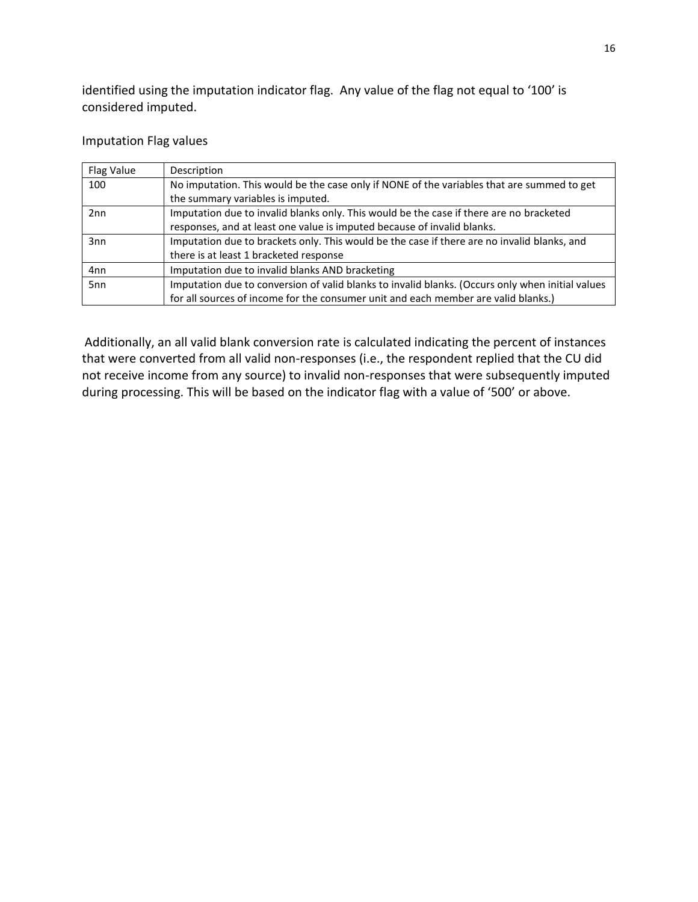identified using the imputation indicator flag. Any value of the flag not equal to '100' is considered imputed.

Imputation Flag values

| Flag Value | Description |
|---|---|
| 100 | No imputation. This would be the case only if NONE of the variables that are summed to get the summary variables is imputed. |
| 2nn | Imputation due to invalid blanks only. This would be the case if there are no bracketed responses, and at least one value is imputed because of invalid blanks. |
| 3nn | Imputation due to brackets only. This would be the case if there are no invalid blanks, and there is at least 1 bracketed response |
| 4nn | Imputation due to invalid blanks AND bracketing |
| 5nn | Imputation due to conversion of valid blanks to invalid blanks. (Occurs only when initial values for all sources of income for the consumer unit and each member are valid blanks.) |

Additionally, an all valid blank conversion rate is calculated indicating the percent of instances that were converted from all valid non-responses (i.e., the respondent replied that the CU did not receive income from any source) to invalid non-responses that were subsequently imputed during processing. This will be based on the indicator flag with a value of '500' or above.